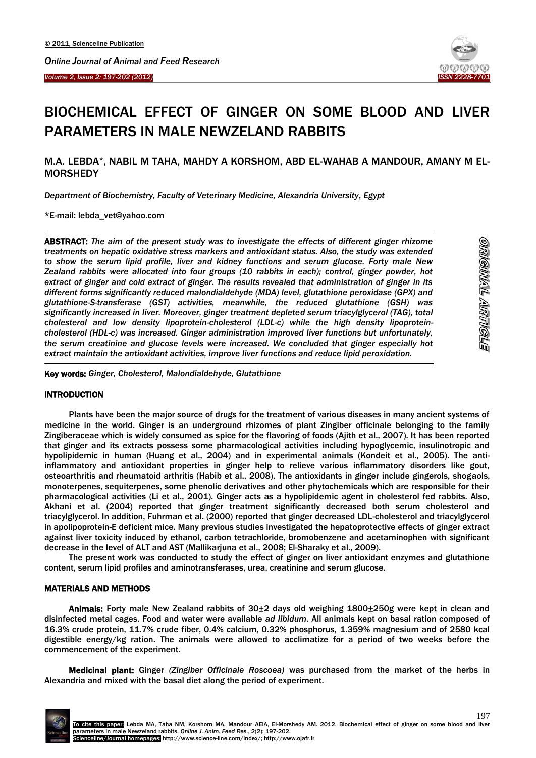# BIOCHEMICAL EFFECT OF GINGER ON SOME BLOOD AND LIVER PARAMETERS IN MALE NEWZELAND RABBITS

M.A. LEBDA*, NABIL M TAHA, MAHDY A KORSHOM, ABD EL-WAHAB A MANDOUR, AMANY M EL-MORSHEDY

*Department of Biochemistry, Faculty of Veterinary Medicine, Alexandria University, Egypt*

*E-mail: lebda_vet@yahoo.com

**ABSTRACT:** *The aim of the present study was to investigate the effects of different ginger rhizome treatments on hepatic oxidative stress markers and antioxidant status. Also, the study was extended to show the serum lipid profile, liver and kidney functions and serum glucose. Forty male New Zealand rabbits were allocated into four groups (10 rabbits in each); control, ginger powder, hot extract of ginger and cold extract of ginger. The results revealed that administration of ginger in its different forms significantly reduced malondialdehyde (MDA) level, glutathione peroxidase (GPX) and glutathione-S-transferase (GST) activities, meanwhile, the reduced glutathione (GSH) was significantly increased in liver. Moreover, ginger treatment depleted serum triacylglycerol (TAG), total cholesterol and low density lipoprotein-cholesterol (LDL-c) while the high density lipoprotein-cholesterol (HDL-c) was increased. Ginger administration improved liver functions but unfortunately, the serum creatinine and glucose levels were increased. We concluded that ginger especially hot extract maintain the antioxidant activities, improve liver functions and reduce lipid peroxidation.*

**Key words:** *Ginger, Cholesterol, Malondialdehyde, Glutathione*

## INTRODUCTION

Plants have been the major source of drugs for the treatment of various diseases in many ancient systems of medicine in the world. Ginger is an underground rhizomes of plant Zingiber officinale belonging to the family Zingiberaceae which is widely consumed as spice for the flavoring of foods (Ajith et al., 2007). It has been reported that ginger and its extracts possess some pharmacological activities including hypoglycemic, insulinotropic and hypolipidemic in human (Huang et al., 2004) and in experimental animals (Kondeit et al., 2005). The anti-inflammatory and antioxidant properties in ginger help to relieve various inflammatory disorders like gout, osteoarthritis and rheumatoid arthritis (Habib et al., 2008). The antioxidants in ginger include gingerols, shogaols, monoterpenes, sequiterpenes, some phenolic derivatives and other phytochemicals which are responsible for their pharmacological activities (Li et al., 2001). Ginger acts as a hypolipidemic agent in cholesterol fed rabbits. Also, Akhani et al. (2004) reported that ginger treatment significantly decreased both serum cholesterol and triacylglycerol. In addition, Fuhrman et al. (2000) reported that ginger decreased LDL-cholesterol and triacylglycerol in apolipoprotein-E deficient mice. Many previous studies investigated the hepatoprotective effects of ginger extract against liver toxicity induced by ethanol, carbon tetrachloride, bromobenzene and acetaminophen with significant decrease in the level of ALT and AST (Mallikarjuna et al., 2008; El-Sharaky et al., 2009).

The present work was conducted to study the effect of ginger on liver antioxidant enzymes and glutathione content, serum lipid profiles and aminotransferases, urea, creatinine and serum glucose.

## MATERIALS AND METHODS

**Animals:** Forty male New Zealand rabbits of 30±2 days old weighing 1800±250g were kept in clean and disinfected metal cages. Food and water were available *ad libidum*. All animals kept on basal ration composed of 16.3% crude protein, 11.7% crude fiber, 0.4% calcium, 0.32% phosphorus, 1.359% magnesium and of 2580 kcal digestible energy/kg ration. The animals were allowed to acclimatize for a period of two weeks before the commencement of the experiment.

**Medicinal plant:** Ginger *(Zingiber Officinale Roscoea)* was purchased from the market of the herbs in Alexandria and mixed with the basal diet along the period of experiment.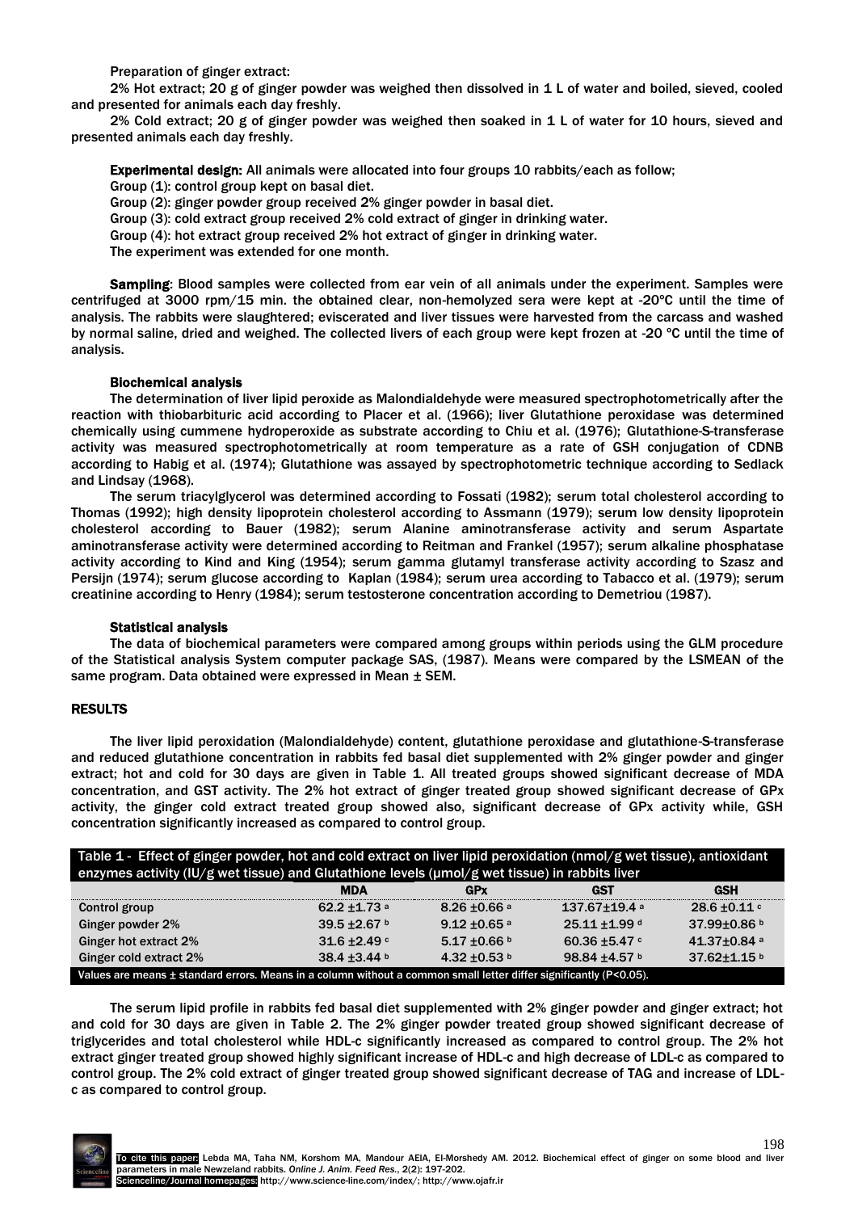Preparation of ginger extract:

2% Hot extract; 20 g of ginger powder was weighed then dissolved in 1 L of water and boiled, sieved, cooled and presented for animals each day freshly.

2% Cold extract; 20 g of ginger powder was weighed then soaked in 1 L of water for 10 hours, sieved and presented animals each day freshly.

**Experimental design:** All animals were allocated into four groups 10 rabbits/each as follow;

Group (1): control group kept on basal diet.

Group (2): ginger powder group received 2% ginger powder in basal diet.

Group (3): cold extract group received 2% cold extract of ginger in drinking water.

Group (4): hot extract group received 2% hot extract of ginger in drinking water.

The experiment was extended for one month.

**Sampling**: Blood samples were collected from ear vein of all animals under the experiment. Samples were centrifuged at 3000 rpm/15 min. the obtained clear, non-hemolyzed sera were kept at -20ºC until the time of analysis. The rabbits were slaughtered; eviscerated and liver tissues were harvested from the carcass and washed by normal saline, dried and weighed. The collected livers of each group were kept frozen at -20 ºC until the time of analysis.

#### Biochemical analysis

The determination of liver lipid peroxide as Malondialdehyde were measured spectrophotometrically after the reaction with thiobarbituric acid according to Placer et al. (1966); liver Glutathione peroxidase was determined chemically using cummene hydroperoxide as substrate according to Chiu et al. (1976); Glutathione-S-transferase activity was measured spectrophotometrically at room temperature as a rate of GSH conjugation of CDNB according to Habig et al. (1974); Glutathione was assayed by spectrophotometric technique according to Sedlack and Lindsay (1968).

The serum triacylglycerol was determined according to Fossati (1982); serum total cholesterol according to Thomas (1992); high density lipoprotein cholesterol according to Assmann (1979); serum low density lipoprotein cholesterol according to Bauer (1982); serum Alanine aminotransferase activity and serum Aspartate aminotransferase activity were determined according to Reitman and Frankel (1957); serum alkaline phosphatase activity according to Kind and King (1954); serum gamma glutamyl transferase activity according to Szasz and Persijn (1974); serum glucose according to Kaplan (1984); serum urea according to Tabacco et al. (1979); serum creatinine according to Henry (1984); serum testosterone concentration according to Demetriou (1987).

#### Statistical analysis

The data of biochemical parameters were compared among groups within periods using the GLM procedure of the Statistical analysis System computer package SAS, (1987). Means were compared by the LSMEAN of the same program. Data obtained were expressed in Mean ± SEM.

## RESULTS

The liver lipid peroxidation (Malondialdehyde) content, glutathione peroxidase and glutathione-S-transferase and reduced glutathione concentration in rabbits fed basal diet supplemented with 2% ginger powder and ginger extract; hot and cold for 30 days are given in Table 1. All treated groups showed significant decrease of MDA concentration, and GST activity. The 2% hot extract of ginger treated group showed significant decrease of GPx activity, the ginger cold extract treated group showed also, significant decrease of GPx activity while, GSH concentration significantly increased as compared to control group.

Table 1 - Effect of ginger powder, hot and cold extract on liver lipid peroxidation (nmol/g wet tissue), antioxidant enzymes activity (IU/g wet tissue) and Glutathione levels (μmol/g wet tissue) in rabbits liver

| | MDA | GPx | GST | GSH |
|---|---|---|---|---|
| Control group | 62.2 ±1.73 a | 8.26 ±0.66 a | 137.67±19.4 a | 28.6 ±0.11 c |
| Ginger powder 2% | 39.5 ±2.67 b | 9.12 ±0.65 a | 25.11 ±1.99 d | 37.99±0.86 b |
| Ginger hot extract 2% | 31.6 ±2.49 c | 5.17 ±0.66 b | 60.36 ±5.47 c | 41.37±0.84 a |
| Ginger cold extract 2% | 38.4 ±3.44 b | 4.32 ±0.53 b | 98.84 ±4.57 b | 37.62±1.15 b |

Values are means ± standard errors. Means in a column without a common small letter differ significantly ($P<0.05$).

The serum lipid profile in rabbits fed basal diet supplemented with 2% ginger powder and ginger extract; hot and cold for 30 days are given in Table 2. The 2% ginger powder treated group showed significant decrease of triglycerides and total cholesterol while HDL-c significantly increased as compared to control group. The 2% hot extract ginger treated group showed highly significant increase of HDL-c and high decrease of LDL-c as compared to control group. The 2% cold extract of ginger treated group showed significant decrease of TAG and increase of LDL-c as compared to control group.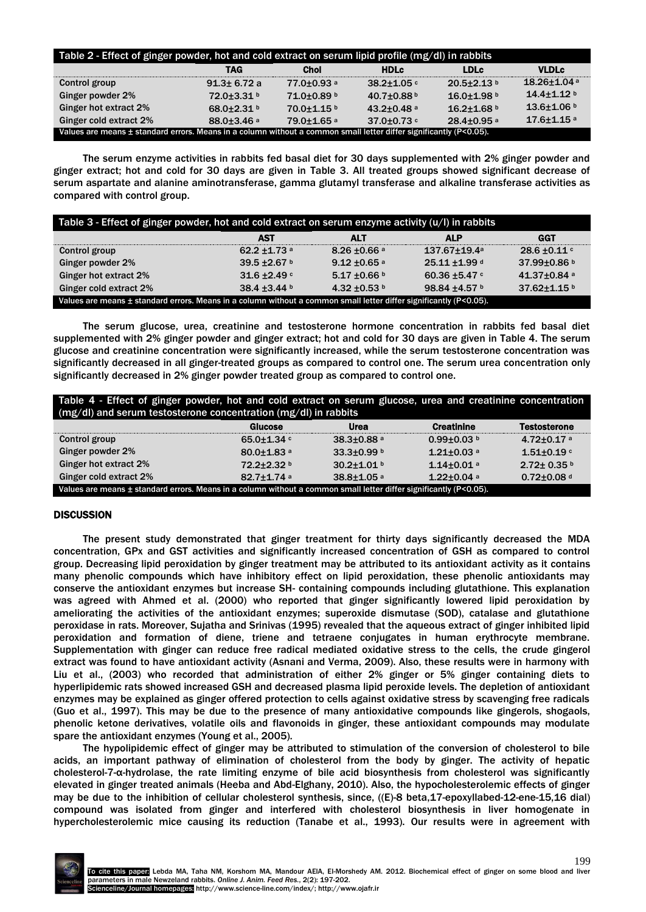Table 2 - Effect of ginger powder, hot and cold extract on serum lipid profile (mg/dl) in rabbits

| | TAG | Chol | HDLc | LDLc | VLDLc |
|---|---|---|---|---|---|
| Control group | 91.3± 6.72 a | 77.0±0.93 a | 38.2±1.05 c | 20.5±2.13 b | 18.26±1.04 a |
| Ginger powder 2% | 72.0±3.31 b | 71.0±0.89 b | 40.7±0.88 b | 16.0±1.98 b | 14.4±1.12 b |
| Ginger hot extract 2% | 68.0±2.31 b | 70.0±1.15 b | 43.2±0.48 a | 16.2±1.68 b | 13.6±1.06 b |
| Ginger cold extract 2% | 88.0±3.46 a | 79.0±1.65 a | 37.0±0.73 c | 28.4±0.95 a | 17.6±1.15 a |

Values are means ± standard errors. Means in a column without a common small letter differ significantly ($P<0.05$).

The serum enzyme activities in rabbits fed basal diet for 30 days supplemented with 2% ginger powder and ginger extract; hot and cold for 30 days are given in Table 3. All treated groups showed significant decrease of serum aspartate and alanine aminotransferase, gamma glutamyl transferase and alkaline transferase activities as compared with control group.

Table 3 - Effect of ginger powder, hot and cold extract on serum enzyme activity (u/l) in rabbits

| | AST | ALT | ALP | GGT |
|---|---|---|---|---|
| Control group | 62.2 ±1.73 a | 8.26 ±0.66 a | 137.67±19.4a | 28.6 ±0.11 c |
| Ginger powder 2% | 39.5 ±2.67 b | 9.12 ±0.65 a | 25.11 ±1.99 d | 37.99±0.86 b |
| Ginger hot extract 2% | 31.6 ±2.49 c | 5.17 ±0.66 b | 60.36 ±5.47 c | 41.37±0.84 a |
| Ginger cold extract 2% | 38.4 ±3.44 b | 4.32 ±0.53 b | 98.84 ±4.57 b | 37.62±1.15 b |

Values are means ± standard errors. Means in a column without a common small letter differ significantly ($P<0.05$).

The serum glucose, urea, creatinine and testosterone hormone concentration in rabbits fed basal diet supplemented with 2% ginger powder and ginger extract; hot and cold for 30 days are given in Table 4. The serum glucose and creatinine concentration were significantly increased, while the serum testosterone concentration was significantly decreased in all ginger-treated groups as compared to control one. The serum urea concentration only significantly decreased in 2% ginger powder treated group as compared to control one.

Table 4 - Effect of ginger powder, hot and cold extract on serum glucose, urea and creatinine concentration (mg/dl) and serum testosterone concentration (mg/dl) in rabbits

| | Glucose | Urea | Creatinine | Testosterone |
|---|---|---|---|---|
| Control group | 65.0±1.34 c | 38.3±0.88 a | 0.99±0.03 b | 4.72±0.17 a |
| Ginger powder 2% | 80.0±1.83 a | 33.3±0.99 b | 1.21±0.03 a | 1.51±0.19 c |
| Ginger hot extract 2% | 72.2±2.32 b | 30.2±1.01 b | 1.14±0.01 a | 2.72± 0.35 b |
| Ginger cold extract 2% | 82.7±1.74 a | 38.8±1.05 a | 1.22±0.04 a | 0.72±0.08 d |

Values are means ± standard errors. Means in a column without a common small letter differ significantly ($P<0.05$).

## DISCUSSION

The present study demonstrated that ginger treatment for thirty days significantly decreased the MDA concentration, GPx and GST activities and significantly increased concentration of GSH as compared to control group. Decreasing lipid peroxidation by ginger treatment may be attributed to its antioxidant activity as it contains many phenolic compounds which have inhibitory effect on lipid peroxidation, these phenolic antioxidants may conserve the antioxidant enzymes but increase SH- containing compounds including glutathione. This explanation was agreed with Ahmed et al. (2000) who reported that ginger significantly lowered lipid peroxidation by ameliorating the activities of the antioxidant enzymes; superoxide dismutase (SOD), catalase and glutathione peroxidase in rats. Moreover, Sujatha and Srinivas (1995) revealed that the aqueous extract of ginger inhibited lipid peroxidation and formation of diene, triene and tetraene conjugates in human erythrocyte membrane. Supplementation with ginger can reduce free radical mediated oxidative stress to the cells, the crude gingerol extract was found to have antioxidant activity (Asnani and Verma, 2009). Also, these results were in harmony with Liu et al., (2003) who recorded that administration of either 2% ginger or 5% ginger containing diets to hyperlipidemic rats showed increased GSH and decreased plasma lipid peroxide levels. The depletion of antioxidant enzymes may be explained as ginger offered protection to cells against oxidative stress by scavenging free radicals (Guo et al., 1997). This may be due to the presence of many antioxidative compounds like gingerols, shogaols, phenolic ketone derivatives, volatile oils and flavonoids in ginger, these antioxidant compounds may modulate spare the antioxidant enzymes (Young et al., 2005).

The hypolipidemic effect of ginger may be attributed to stimulation of the conversion of cholesterol to bile acids, an important pathway of elimination of cholesterol from the body by ginger. The activity of hepatic cholesterol-7-α-hydrolase, the rate limiting enzyme of bile acid biosynthesis from cholesterol was significantly elevated in ginger treated animals (Heeba and Abd-Elghany, 2010). Also, the hypocholesterolemic effects of ginger may be due to the inhibition of cellular cholesterol synthesis, since, ((E)-8 beta,17-epoxyllabed-12-ene-15,16 dial) compound was isolated from ginger and interfered with cholesterol biosynthesis in liver homogenate in hypercholesterolemic mice causing its reduction (Tanabe et al., 1993). Our results were in agreement with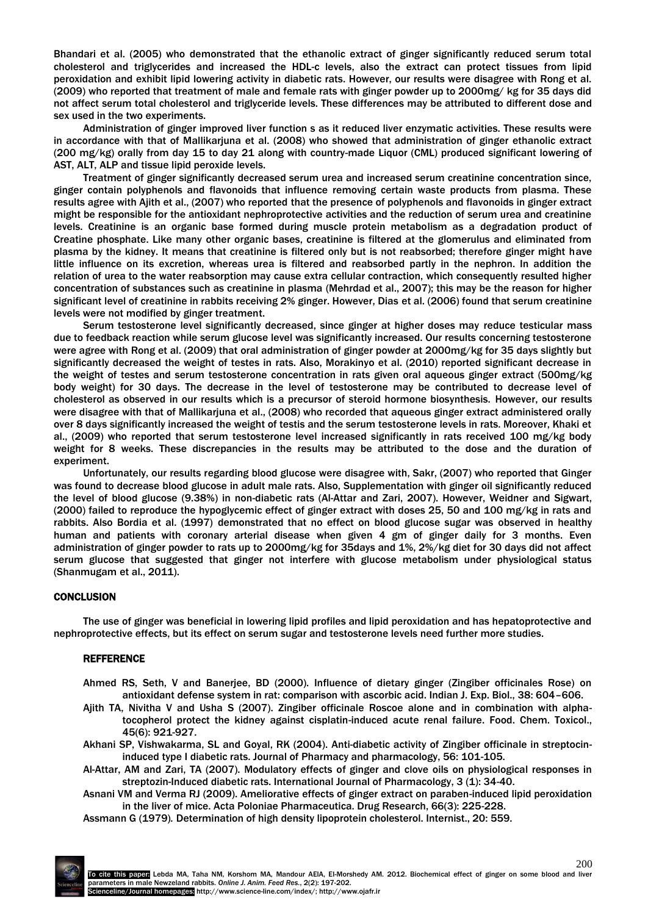Bhandari et al. (2005) who demonstrated that the ethanolic extract of ginger significantly reduced serum total cholesterol and triglycerides and increased the HDL-c levels, also the extract can protect tissues from lipid peroxidation and exhibit lipid lowering activity in diabetic rats. However, our results were disagree with Rong et al. (2009) who reported that treatment of male and female rats with ginger powder up to 2000mg/ kg for 35 days did not affect serum total cholesterol and triglyceride levels. These differences may be attributed to different dose and sex used in the two experiments.

Administration of ginger improved liver function s as it reduced liver enzymatic activities. These results were in accordance with that of Mallikarjuna et al. (2008) who showed that administration of ginger ethanolic extract (200 mg/kg) orally from day 15 to day 21 along with country-made Liquor (CML) produced significant lowering of AST, ALT, ALP and tissue lipid peroxide levels.

Treatment of ginger significantly decreased serum urea and increased serum creatinine concentration since, ginger contain polyphenols and flavonoids that influence removing certain waste products from plasma. These results agree with Ajith et al., (2007) who reported that the presence of polyphenols and flavonoids in ginger extract might be responsible for the antioxidant nephroprotective activities and the reduction of serum urea and creatinine levels. Creatinine is an organic base formed during muscle protein metabolism as a degradation product of Creatine phosphate. Like many other organic bases, creatinine is filtered at the glomerulus and eliminated from plasma by the kidney. It means that creatinine is filtered only but is not reabsorbed; therefore ginger might have little influence on its excretion, whereas urea is filtered and reabsorbed partly in the nephron. In addition the relation of urea to the water reabsorption may cause extra cellular contraction, which consequently resulted higher concentration of substances such as creatinine in plasma (Mehrdad et al., 2007); this may be the reason for higher significant level of creatinine in rabbits receiving 2% ginger. However, Dias et al. (2006) found that serum creatinine levels were not modified by ginger treatment.

Serum testosterone level significantly decreased, since ginger at higher doses may reduce testicular mass due to feedback reaction while serum glucose level was significantly increased. Our results concerning testosterone were agree with Rong et al. (2009) that oral administration of ginger powder at 2000mg/kg for 35 days slightly but significantly decreased the weight of testes in rats. Also, Morakinyo et al. (2010) reported significant decrease in the weight of testes and serum testosterone concentration in rats given oral aqueous ginger extract (500mg/kg body weight) for 30 days. The decrease in the level of testosterone may be contributed to decrease level of cholesterol as observed in our results which is a precursor of steroid hormone biosynthesis. However, our results were disagree with that of Mallikarjuna et al., (2008) who recorded that aqueous ginger extract administered orally over 8 days significantly increased the weight of testis and the serum testosterone levels in rats. Moreover, Khaki et al., (2009) who reported that serum testosterone level increased significantly in rats received 100 mg/kg body weight for 8 weeks. These discrepancies in the results may be attributed to the dose and the duration of experiment.

Unfortunately, our results regarding blood glucose were disagree with, Sakr, (2007) who reported that Ginger was found to decrease blood glucose in adult male rats. Also, Supplementation with ginger oil significantly reduced the level of blood glucose (9.38%) in non-diabetic rats (Al-Attar and Zari, 2007). However, Weidner and Sigwart, (2000) failed to reproduce the hypoglycemic effect of ginger extract with doses 25, 50 and 100 mg/kg in rats and rabbits. Also Bordia et al. (1997) demonstrated that no effect on blood glucose sugar was observed in healthy human and patients with coronary arterial disease when given 4 gm of ginger daily for 3 months. Even administration of ginger powder to rats up to 2000mg/kg for 35days and 1%, 2%/kg diet for 30 days did not affect serum glucose that suggested that ginger not interfere with glucose metabolism under physiological status (Shanmugam et al., 2011).

## CONCLUSION

The use of ginger was beneficial in lowering lipid profiles and lipid peroxidation and has hepatoprotective and nephroprotective effects, but its effect on serum sugar and testosterone levels need further more studies.

## REFFERENCE

- Ahmed RS, Seth, V and Banerjee, BD (2000). Influence of dietary ginger (Zingiber officinales Rose) on antioxidant defense system in rat: comparison with ascorbic acid. Indian J. Exp. Biol., 38: 604–606.
- Ajith TA, Nivitha V and Usha S (2007). Zingiber officinale Roscoe alone and in combination with alpha-tocopherol protect the kidney against cisplatin-induced acute renal failure. Food. Chem. Toxicol., 45(6): 921-927.
- Akhani SP, Vishwakarma, SL and Goyal, RK (2004). Anti-diabetic activity of Zingiber officinale in streptocin-induced type I diabetic rats. Journal of Pharmacy and pharmacology, 56: 101-105.
- Al-Attar, AM and Zari, TA (2007). Modulatory effects of ginger and clove oils on physiological responses in streptozin-Induced diabetic rats. International Journal of Pharmacology, 3 (1): 34-40.
- Asnani VM and Verma RJ (2009). Ameliorative effects of ginger extract on paraben-induced lipid peroxidation in the liver of mice. Acta Poloniae Pharmaceutica. Drug Research, 66(3): 225-228.
- Assmann G (1979). Determination of high density lipoprotein cholesterol. Internist., 20: 559.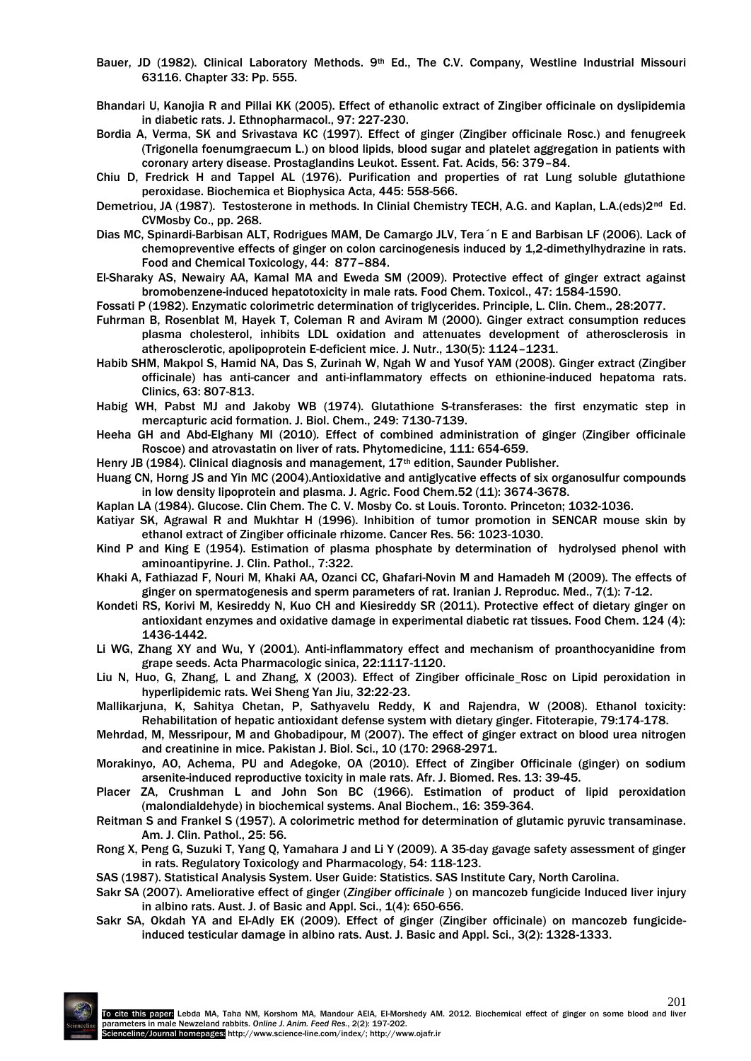Bauer, JD (1982). Clinical Laboratory Methods. 9th Ed., The C.V. Company, Westline Industrial Missouri 63116. Chapter 33: Pp. 555.

Bhandari U, Kanojia R and Pillai KK (2005). Effect of ethanolic extract of Zingiber officinale on dyslipidemia in diabetic rats. J. Ethnopharmacol., 97: 227-230.

Bordia A, Verma, SK and Srivastava KC (1997). Effect of ginger (Zingiber officinale Rosc.) and fenugreek (Trigonella foenumgraecum L.) on blood lipids, blood sugar and platelet aggregation in patients with coronary artery disease. Prostaglandins Leukot. Essent. Fat. Acids, 56: 379–84.

Chiu D, Fredrick H and Tappel AL (1976). Purification and properties of rat Lung soluble glutathione peroxidase. Biochemica et Biophysica Acta, 445: 558-566.

Demetriou, JA (1987). Testosterone in methods. In Clinial Chemistry TECH, A.G. and Kaplan, L.A.(eds)2nd Ed. CVMosby Co., pp. 268.

Dias MC, Spinardi-Barbisan ALT, Rodrigues MAM, De Camargo JLV, Tera´n E and Barbisan LF (2006). Lack of chemopreventive effects of ginger on colon carcinogenesis induced by 1,2-dimethylhydrazine in rats. Food and Chemical Toxicology, 44: 877–884.

El-Sharaky AS, Newairy AA, Kamal MA and Eweda SM (2009). Protective effect of ginger extract against bromobenzene-induced hepatotoxicity in male rats. Food Chem. Toxicol., 47: 1584-1590.

Fossati P (1982). Enzymatic colorimetric determination of triglycerides. Principle, L. Clin. Chem., 28:2077.

Fuhrman B, Rosenblat M, Hayek T, Coleman R and Aviram M (2000). Ginger extract consumption reduces plasma cholesterol, inhibits LDL oxidation and attenuates development of atherosclerosis in atherosclerotic, apolipoprotein E-deficient mice. J. Nutr., 130(5): 1124–1231.

Habib SHM, Makpol S, Hamid NA, Das S, Zurinah W, Ngah W and Yusof YAM (2008). Ginger extract (Zingiber officinale) has anti-cancer and anti-inflammatory effects on ethionine-induced hepatoma rats. Clinics, 63: 807-813.

Habig WH, Pabst MJ and Jakoby WB (1974). Glutathione S-transferases: the first enzymatic step in mercapturic acid formation. J. Biol. Chem., 249: 7130-7139.

Heeha GH and Abd-Elghany MI (2010). Effect of combined administration of ginger (Zingiber officinale Roscoe) and atrovastatin on liver of rats. Phytomedicine, 111: 654-659.

Henry JB (1984). Clinical diagnosis and management, 17th edition, Saunder Publisher.

Huang CN, Horng JS and Yin MC (2004).Antioxidative and antiglycative effects of six organosulfur compounds in low density lipoprotein and plasma. J. Agric. Food Chem.52 (11): 3674-3678.

Kaplan LA (1984). Glucose. Clin Chem. The C. V. Mosby Co. st Louis. Toronto. Princeton; 1032-1036.

Katiyar SK, Agrawal R and Mukhtar H (1996). Inhibition of tumor promotion in SENCAR mouse skin by ethanol extract of Zingiber officinale rhizome. Cancer Res. 56: 1023-1030.

Kind P and King E (1954). Estimation of plasma phosphate by determination of hydrolysed phenol with aminoantipyrine. J. Clin. Pathol., 7:322.

Khaki A, Fathiazad F, Nouri M, Khaki AA, Ozanci CC, Ghafari-Novin M and Hamadeh M (2009). The effects of ginger on spermatogenesis and sperm parameters of rat. Iranian J. Reproduc. Med., 7(1): 7-12.

Kondeti RS, Korivi M, Kesireddy N, Kuo CH and Kiesireddy SR (2011). Protective effect of dietary ginger on antioxidant enzymes and oxidative damage in experimental diabetic rat tissues. Food Chem. 124 (4): 1436-1442.

Li WG, Zhang XY and Wu, Y (2001). Anti-inflammatory effect and mechanism of proanthocyanidine from grape seeds. Acta Pharmacologic sinica, 22:1117-1120.

Liu N, Huo, G, Zhang, L and Zhang, X (2003). Effect of Zingiber officinale Rosc on Lipid peroxidation in hyperlipidemic rats. Wei Sheng Yan Jiu, 32:22-23.

Mallikarjuna, K, Sahitya Chetan, P, Sathyavelu Reddy, K and Rajendra, W (2008). Ethanol toxicity: Rehabilitation of hepatic antioxidant defense system with dietary ginger. Fitoterapie, 79:174-178.

Mehrdad, M, Messripour, M and Ghobadipour, M (2007). The effect of ginger extract on blood urea nitrogen and creatinine in mice. Pakistan J. Biol. Sci., 10 (170: 2968-2971.

Morakinyo, AO, Achema, PU and Adegoke, OA (2010). Effect of Zingiber Officinale (ginger) on sodium arsenite-induced reproductive toxicity in male rats. Afr. J. Biomed. Res. 13: 39-45.

Placer ZA, Crushman L and John Son BC (1966). Estimation of product of lipid peroxidation (malondialdehyde) in biochemical systems. Anal Biochem., 16: 359-364.

Reitman S and Frankel S (1957). A colorimetric method for determination of glutamic pyruvic transaminase. Am. J. Clin. Pathol., 25: 56.

Rong X, Peng G, Suzuki T, Yang Q, Yamahara J and Li Y (2009). A 35-day gavage safety assessment of ginger in rats. Regulatory Toxicology and Pharmacology, 54: 118-123.

SAS (1987). Statistical Analysis System. User Guide: Statistics. SAS Institute Cary, North Carolina.

Sakr SA (2007). Ameliorative effect of ginger (*Zingiber officinale* ) on mancozeb fungicide Induced liver injury in albino rats. Aust. J. of Basic and Appl. Sci., 1(4): 650-656.

Sakr SA, Okdah YA and El-Adly EK (2009). Effect of ginger (Zingiber officinale) on mancozeb fungicide-induced testicular damage in albino rats. Aust. J. Basic and Appl. Sci., 3(2): 1328-1333.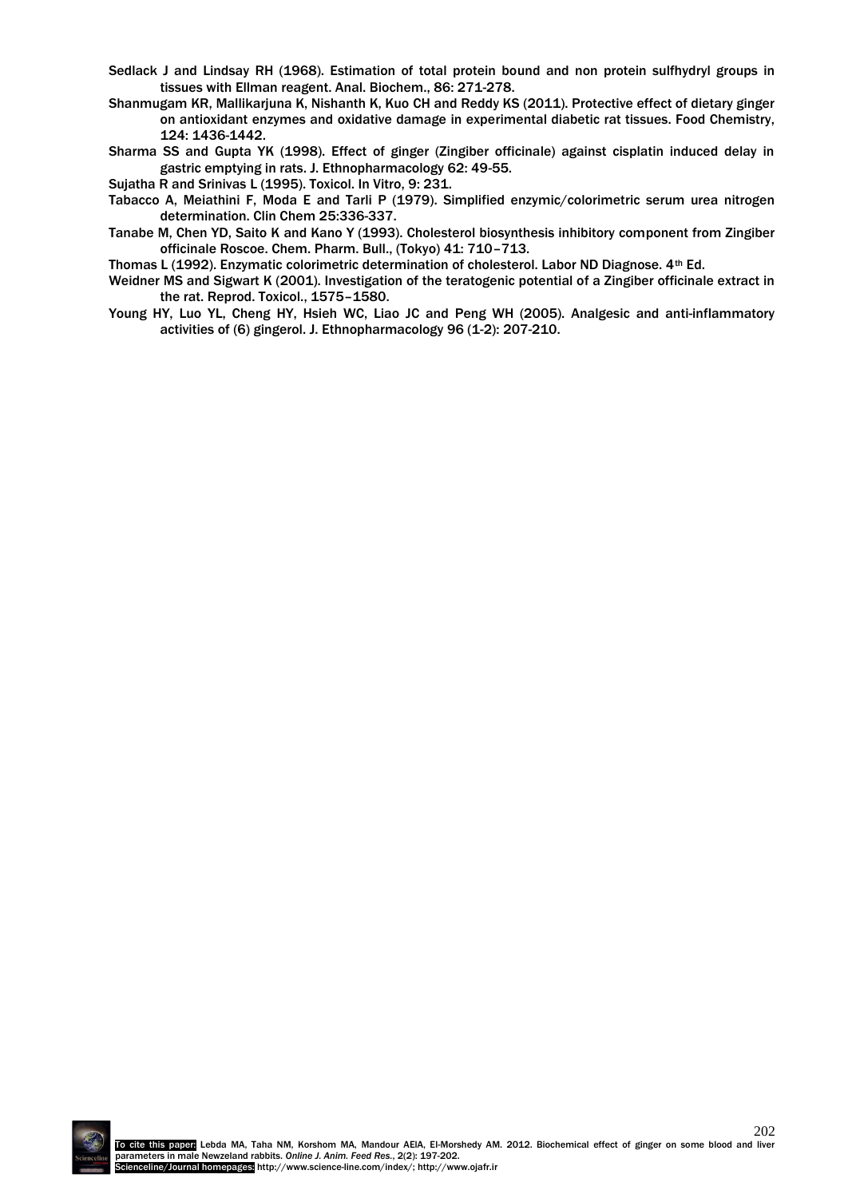Sedlack J and Lindsay RH (1968). Estimation of total protein bound and non protein sulfhydryl groups in tissues with Ellman reagent. Anal. Biochem., 86: 271-278.

Shanmugam KR, Mallikarjuna K, Nishanth K, Kuo CH and Reddy KS (2011). Protective effect of dietary ginger on antioxidant enzymes and oxidative damage in experimental diabetic rat tissues. Food Chemistry, 124: 1436-1442.

Sharma SS and Gupta YK (1998). Effect of ginger (Zingiber officinale) against cisplatin induced delay in gastric emptying in rats. J. Ethnopharmacology 62: 49-55.

Sujatha R and Srinivas L (1995). Toxicol. In Vitro, 9: 231.

Tabacco A, Meiathini F, Moda E and Tarli P (1979). Simplified enzymic/colorimetric serum urea nitrogen determination. Clin Chem 25:336-337.

Tanabe M, Chen YD, Saito K and Kano Y (1993). Cholesterol biosynthesis inhibitory component from Zingiber officinale Roscoe. Chem. Pharm. Bull., (Tokyo) 41: 710–713.

Thomas L (1992). Enzymatic colorimetric determination of cholesterol. Labor ND Diagnose. 4th Ed.

Weidner MS and Sigwart K (2001). Investigation of the teratogenic potential of a Zingiber officinale extract in the rat. Reprod. Toxicol., 1575–1580.

Young HY, Luo YL, Cheng HY, Hsieh WC, Liao JC and Peng WH (2005). Analgesic and anti-inflammatory activities of (6) gingerol. J. Ethnopharmacology 96 (1-2): 207-210.